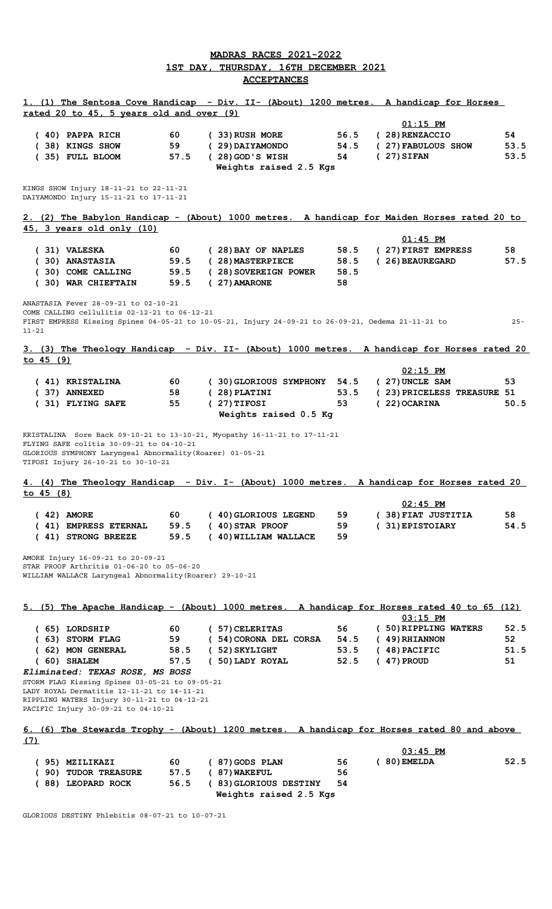# MADRAS RACES 2021-2022

## 1ST DAY, THURSDAY, 16TH DECEMBER 2021

## ACCEPTANCES

### 1. (1) The Sentosa Cove Handicap - Div. II- (About) 1200 metres. A handicap for Horses rated 20 to 45, 5 years old and over (9)

**01:15 PM**

| | | | | | |
|---|---|---|---|---|---|
| ( 40) PAPPA RICH | 60 | ( 33) RUSH MORE | 56.5 | ( 28) RENZACCIO | 54 |
| ( 38) KINGS SHOW | 59 | ( 29) DAIYAMONDO | 54.5 | ( 27) FABULOUS SHOW | 53.5 |
| ( 35) FULL BLOOM | 57.5 | ( 28) GOD'S WISH | 54 | ( 27) SIFAN | 53.5 |

Weights raised 2.5 Kgs

KINGS SHOW Injury 18-11-21 to 22-11-21
DAIYAMONDO Injury 15-11-21 to 17-11-21

### 2. (2) The Babylon Handicap - (About) 1000 metres. A handicap for Maiden Horses rated 20 to 45, 3 years old only (10)

**01:45 PM**

| | | | | | |
|---|---|---|---|---|---|
| ( 31) VALESKA | 60 | ( 28) BAY OF NAPLES | 58.5 | ( 27) FIRST EMPRESS | 58 |
| ( 30) ANASTASIA | 59.5 | ( 28) MASTERPIECE | 58.5 | ( 26) BEAUREGARD | 57.5 |
| ( 30) COME CALLING | 59.5 | ( 28) SOVEREIGN POWER | 58.5 | | |
| ( 30) WAR CHIEFTAIN | 59.5 | ( 27) AMARONE | 58 | | |

ANASTASIA Fever 28-09-21 to 02-10-21
COME CALLING cellulitis 02-12-21 to 06-12-21
FIRST EMPRESS Kissing Spines 04-05-21 to 10-05-21, Injury 24-09-21 to 26-09-21, Oedema 21-11-21 to 25-11-21

### 3. (3) The Theology Handicap - Div. II- (About) 1000 metres. A handicap for Horses rated 20 to 45 (9)

**02:15 PM**

| | | | | | |
|---|---|---|---|---|---|
| ( 41) KRISTALINA | 60 | ( 30) GLORIOUS SYMPHONY | 54.5 | ( 27) UNCLE SAM | 53 |
| ( 37) ANNEXED | 58 | ( 28) PLATINI | 53.5 | ( 23) PRICELESS TREASURE | 51 |
| ( 31) FLYING SAFE | 55 | ( 27) TIFOSI | 53 | ( 22) OCARINA | 50.5 |

Weights raised 0.5 Kg

KRISTALINA Sore Back 09-10-21 to 13-10-21, Myopathy 16-11-21 to 17-11-21
FLYING SAFE colitis 30-09-21 to 04-10-21
GLORIOUS SYMPHONY Laryngeal Abnormality(Roarer) 01-05-21
TIFOSI Injury 26-10-21 to 30-10-21

### 4. (4) The Theology Handicap - Div. I- (About) 1000 metres. A handicap for Horses rated 20 to 45 (8)

**02:45 PM**

| | | | | | |
|---|---|---|---|---|---|
| ( 42) AMORE | 60 | ( 40) GLORIOUS LEGEND | 59 | ( 38) FIAT JUSTITIA | 58 |
| ( 41) EMPRESS ETERNAL | 59.5 | ( 40) STAR PROOF | 59 | ( 31) EPISTOIARY | 54.5 |
| ( 41) STRONG BREEZE | 59.5 | ( 40) WILLIAM WALLACE | 59 | | |

AMORE Injury 16-09-21 to 20-09-21
STAR PROOF Arthritis 01-06-20 to 05-06-20
WILLIAM WALLACE Laryngeal Abnormality(Roarer) 29-10-21

### 5. (5) The Apache Handicap - (About) 1000 metres. A handicap for Horses rated 40 to 65 (12)

**03:15 PM**

| | | | | | |
|---|---|---|---|---|---|
| ( 65) LORDSHIP | 60 | ( 57) CELERITAS | 56 | ( 50) RIPPLING WATERS | 52.5 |
| ( 63) STORM FLAG | 59 | ( 54) CORONA DEL CORSA | 54.5 | ( 49) RHIANNON | 52 |
| ( 62) MON GENERAL | 58.5 | ( 52) SKYLIGHT | 53.5 | ( 48) PACIFIC | 51.5 |
| ( 60) SHALEM | 57.5 | ( 50) LADY ROYAL | 52.5 | ( 47) PROUD | 51 |

*Eliminated: TEXAS ROSE, MS BOSS*

STORM FLAG Kissing Spines 03-05-21 to 09-05-21
LADY ROYAL Dermatitis 12-11-21 to 14-11-21
RIPPLING WATERS Injury 30-11-21 to 04-12-21
PACIFIC Injury 30-09-21 to 04-10-21

### 6. (6) The Stewards Trophy - (About) 1200 metres. A handicap for Horses rated 80 and above (7)

**03:45 PM**

| | | | | | |
|---|---|---|---|---|---|
| ( 95) MZILIKAZI | 60 | ( 87) GODS PLAN | 56 | ( 80) EMELDA | 52.5 |
| ( 90) TUDOR TREASURE | 57.5 | ( 87) WAKEFUL | 56 | | |
| ( 88) LEOPARD ROCK | 56.5 | ( 83) GLORIOUS DESTINY | 54 | | |

Weights raised 2.5 Kgs

GLORIOUS DESTINY Phlebitis 08-07-21 to 10-07-21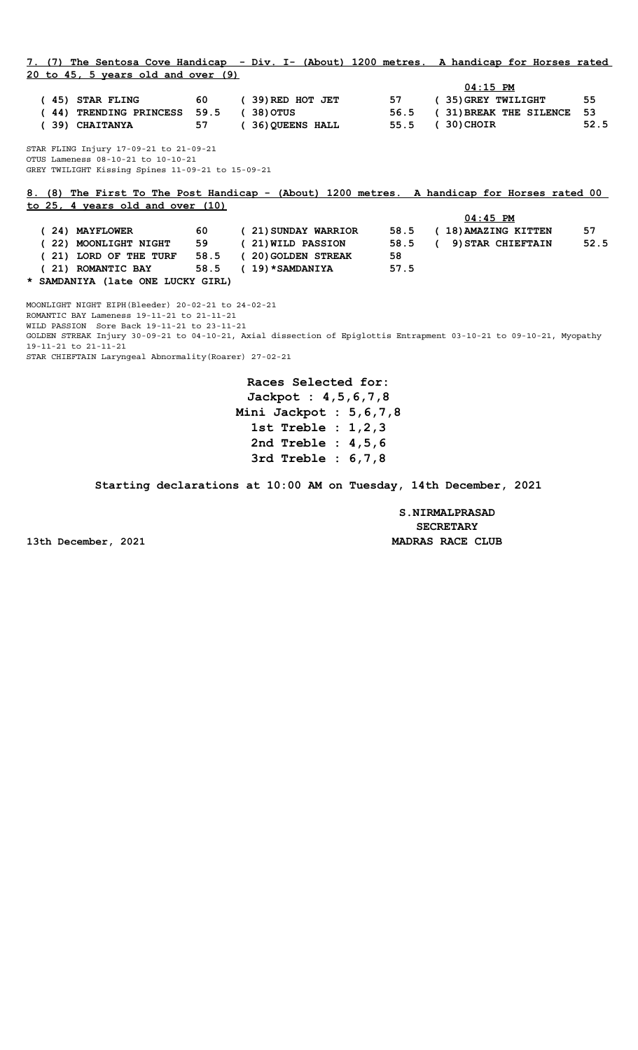## 7. (7) The Sentosa Cove Handicap - Div. I- (About) 1200 metres. A handicap for Horses rated 20 to 45, 5 years old and over (9)

**04:15 PM**

| | | | | | |
|---|---|---|---|---|---|
| ( 45) STAR FLING | 60 | ( 39) RED HOT JET | 57 | ( 35) GREY TWILIGHT | 55 |
| ( 44) TRENDING PRINCESS | 59.5 | ( 38) OTUS | 56.5 | ( 31) BREAK THE SILENCE | 53 |
| ( 39) CHAITANYA | 57 | ( 36) QUEENS HALL | 55.5 | ( 30) CHOIR | 52.5 |

STAR FLING Injury 17-09-21 to 21-09-21
OTUS Lameness 08-10-21 to 10-10-21
GREY TWILIGHT Kissing Spines 11-09-21 to 15-09-21

## 8. (8) The First To The Post Handicap - (About) 1200 metres. A handicap for Horses rated 00 to 25, 4 years old and over (10)

**04:45 PM**

| | | | | | |
|---|---|---|---|---|---|
| ( 24) MAYFLOWER | 60 | ( 21) SUNDAY WARRIOR | 58.5 | ( 18) AMAZING KITTEN | 57 |
| ( 22) MOONLIGHT NIGHT | 59 | ( 21) WILD PASSION | 58.5 | ( 9) STAR CHIEFTAIN | 52.5 |
| ( 21) LORD OF THE TURF | 58.5 | ( 20) GOLDEN STREAK | 58 | | |
| ( 21) ROMANTIC BAY | 58.5 | ( 19) *SAMDANIYA | 57.5 | | |

**\* SAMDANIYA (late ONE LUCKY GIRL)**

MOONLIGHT NIGHT EIPH(Bleeder) 20-02-21 to 24-02-21
ROMANTIC BAY Lameness 19-11-21 to 21-11-21
WILD PASSION Sore Back 19-11-21 to 23-11-21
GOLDEN STREAK Injury 30-09-21 to 04-10-21, Axial dissection of Epiglottis Entrapment 03-10-21 to 09-10-21, Myopathy 19-11-21 to 21-11-21
STAR CHIEFTAIN Laryngeal Abnormality(Roarer) 27-02-21

**Races Selected for:**

**Jackpot : 4,5,6,7,8**

**Mini Jackpot : 5,6,7,8**

**1st Treble : 1,2,3**

**2nd Treble : 4,5,6**

**3rd Treble : 6,7,8**

**Starting declarations at 10:00 AM on Tuesday, 14th December, 2021**

**S.NIRMALPRASAD**
**SECRETARY**
**MADRAS RACE CLUB**

**13th December, 2021**